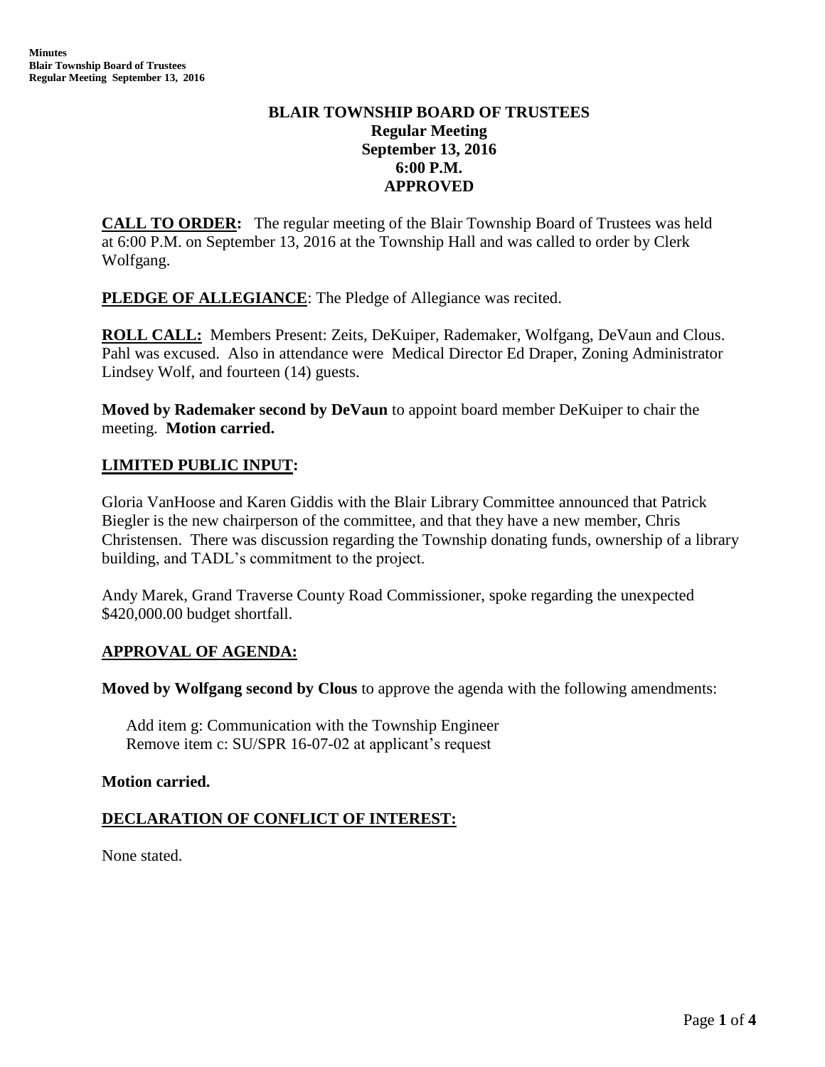# BLAIR TOWNSHIP BOARD OF TRUSTEES
## Regular Meeting
## September 13, 2016
## 6:00 P.M.
## APPROVED

**CALL TO ORDER:** The regular meeting of the Blair Township Board of Trustees was held at 6:00 P.M. on September 13, 2016 at the Township Hall and was called to order by Clerk Wolfgang.

**PLEDGE OF ALLEGIANCE**: The Pledge of Allegiance was recited.

**ROLL CALL:** Members Present: Zeits, DeKuiper, Rademaker, Wolfgang, DeVaun and Clous. Pahl was excused. Also in attendance were Medical Director Ed Draper, Zoning Administrator Lindsey Wolf, and fourteen (14) guests.

**Moved by Rademaker second by DeVaun** to appoint board member DeKuiper to chair the meeting. **Motion carried.**

**LIMITED PUBLIC INPUT:**

Gloria VanHoose and Karen Giddis with the Blair Library Committee announced that Patrick Biegler is the new chairperson of the committee, and that they have a new member, Chris Christensen. There was discussion regarding the Township donating funds, ownership of a library building, and TADL's commitment to the project.

Andy Marek, Grand Traverse County Road Commissioner, spoke regarding the unexpected $420,000.00 budget shortfall.

**APPROVAL OF AGENDA:**

**Moved by Wolfgang second by Clous** to approve the agenda with the following amendments:

Add item g: Communication with the Township Engineer
Remove item c: SU/SPR 16-07-02 at applicant's request

**Motion carried.**

**DECLARATION OF CONFLICT OF INTEREST:**

None stated.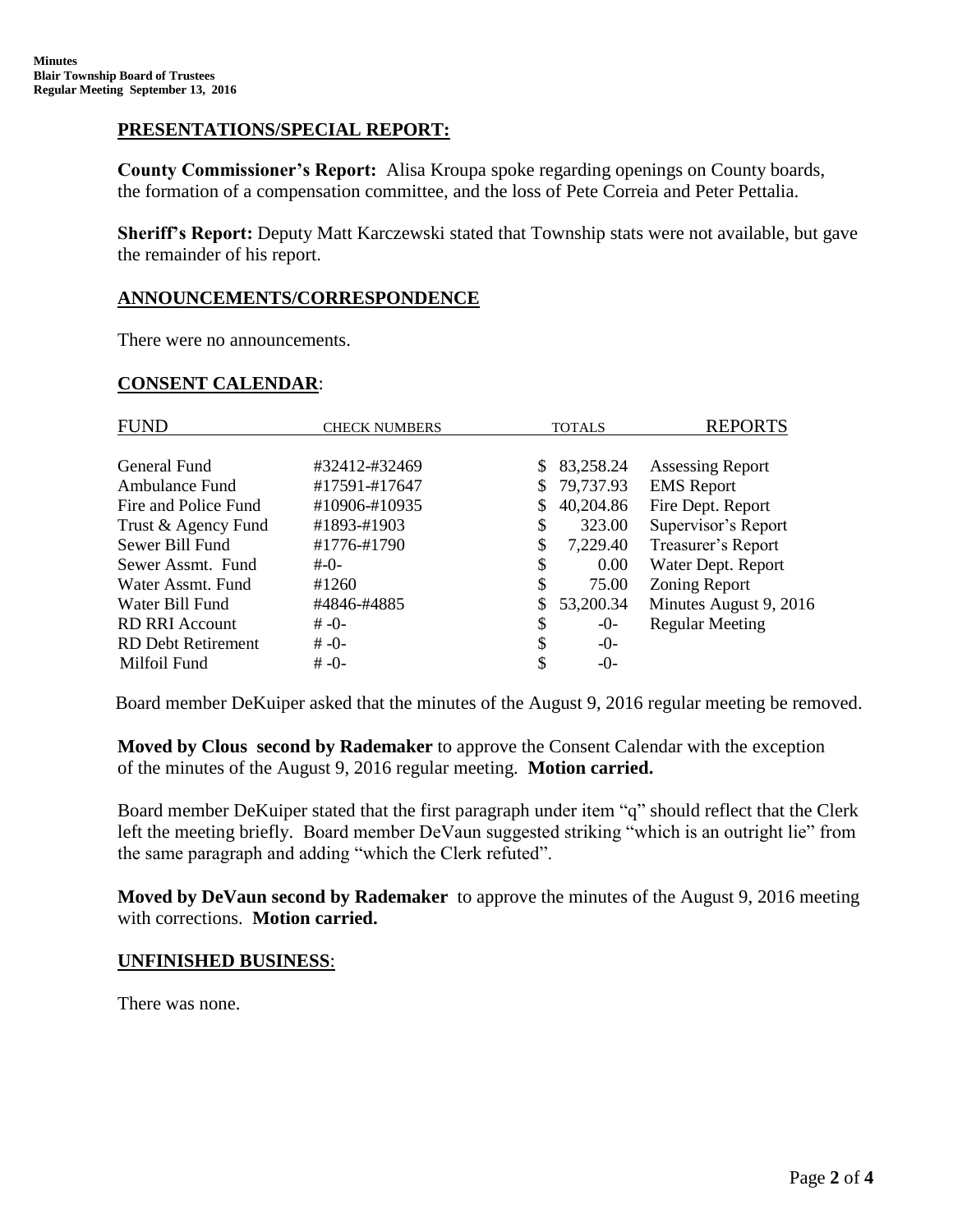## PRESENTATIONS/SPECIAL REPORT:

**County Commissioner's Report:** Alisa Kroupa spoke regarding openings on County boards, the formation of a compensation committee, and the loss of Pete Correia and Peter Pettalia.

**Sheriff's Report:** Deputy Matt Karczewski stated that Township stats were not available, but gave the remainder of his report.

## ANNOUNCEMENTS/CORRESPONDENCE

There were no announcements.

## CONSENT CALENDAR:

| FUND | CHECK NUMBERS | TOTALS | REPORTS |
|---|---|---|---|
| General Fund | #32412-#32469 | $ 83,258.24 | Assessing Report |
| Ambulance Fund | #17591-#17647 | $ 79,737.93 | EMS Report |
| Fire and Police Fund | #10906-#10935 | $ 40,204.86 | Fire Dept. Report |
| Trust & Agency Fund | #1893-#1903 | $ 323.00 | Supervisor's Report |
| Sewer Bill Fund | #1776-#1790 | $ 7,229.40 | Treasurer's Report |
| Sewer Assmt. Fund | #-0- | $ 0.00 | Water Dept. Report |
| Water Assmt. Fund | #1260 | $ 75.00 | Zoning Report |
| Water Bill Fund | #4846-#4885 | $ 53,200.34 | Minutes August 9, 2016 |
| RD RRI Account | # -0- | $ -0- | Regular Meeting |
| RD Debt Retirement | # -0- | $ -0- | |
| Milfoil Fund | # -0- | $ -0- | |

Board member DeKuiper asked that the minutes of the August 9, 2016 regular meeting be removed.

**Moved by Clous second by Rademaker** to approve the Consent Calendar with the exception of the minutes of the August 9, 2016 regular meeting. **Motion carried.**

Board member DeKuiper stated that the first paragraph under item "q" should reflect that the Clerk left the meeting briefly. Board member DeVaun suggested striking "which is an outright lie" from the same paragraph and adding "which the Clerk refuted".

**Moved by DeVaun second by Rademaker** to approve the minutes of the August 9, 2016 meeting with corrections. **Motion carried.**

## UNFINISHED BUSINESS:

There was none.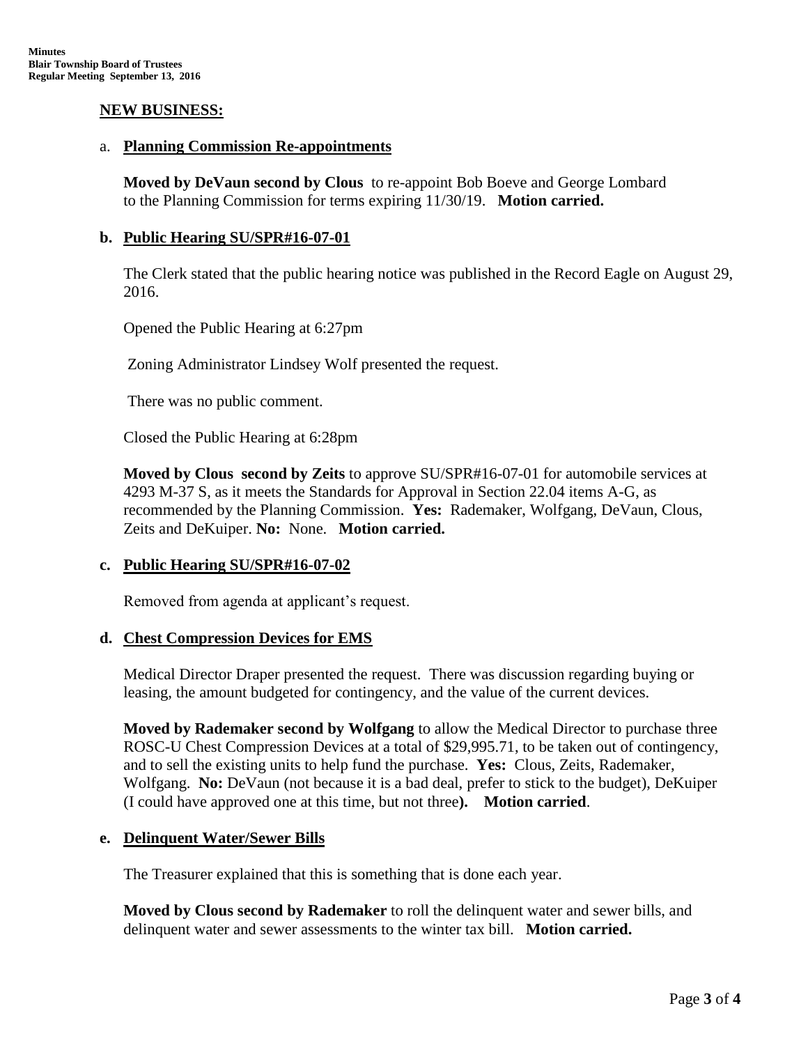## NEW BUSINESS:

a. **Planning Commission Re-appointments**

**Moved by DeVaun second by Clous** to re-appoint Bob Boeve and George Lombard to the Planning Commission for terms expiring 11/30/19. **Motion carried.**

**b. Public Hearing SU/SPR#16-07-01**

The Clerk stated that the public hearing notice was published in the Record Eagle on August 29, 2016.

Opened the Public Hearing at 6:27pm

Zoning Administrator Lindsey Wolf presented the request.

There was no public comment.

Closed the Public Hearing at 6:28pm

**Moved by Clous second by Zeits** to approve SU/SPR#16-07-01 for automobile services at 4293 M-37 S, as it meets the Standards for Approval in Section 22.04 items A-G, as recommended by the Planning Commission. **Yes:** Rademaker, Wolfgang, DeVaun, Clous, Zeits and DeKuiper. **No:** None. **Motion carried.**

**c. Public Hearing SU/SPR#16-07-02**

Removed from agenda at applicant's request.

**d. Chest Compression Devices for EMS**

Medical Director Draper presented the request. There was discussion regarding buying or leasing, the amount budgeted for contingency, and the value of the current devices.

**Moved by Rademaker second by Wolfgang** to allow the Medical Director to purchase three ROSC-U Chest Compression Devices at a total of $29,995.71, to be taken out of contingency, and to sell the existing units to help fund the purchase. **Yes:** Clous, Zeits, Rademaker, Wolfgang. **No:** DeVaun (not because it is a bad deal, prefer to stick to the budget), DeKuiper (I could have approved one at this time, but not three**). Motion carried**.

**e. Delinquent Water/Sewer Bills**

The Treasurer explained that this is something that is done each year.

**Moved by Clous second by Rademaker** to roll the delinquent water and sewer bills, and delinquent water and sewer assessments to the winter tax bill. **Motion carried.**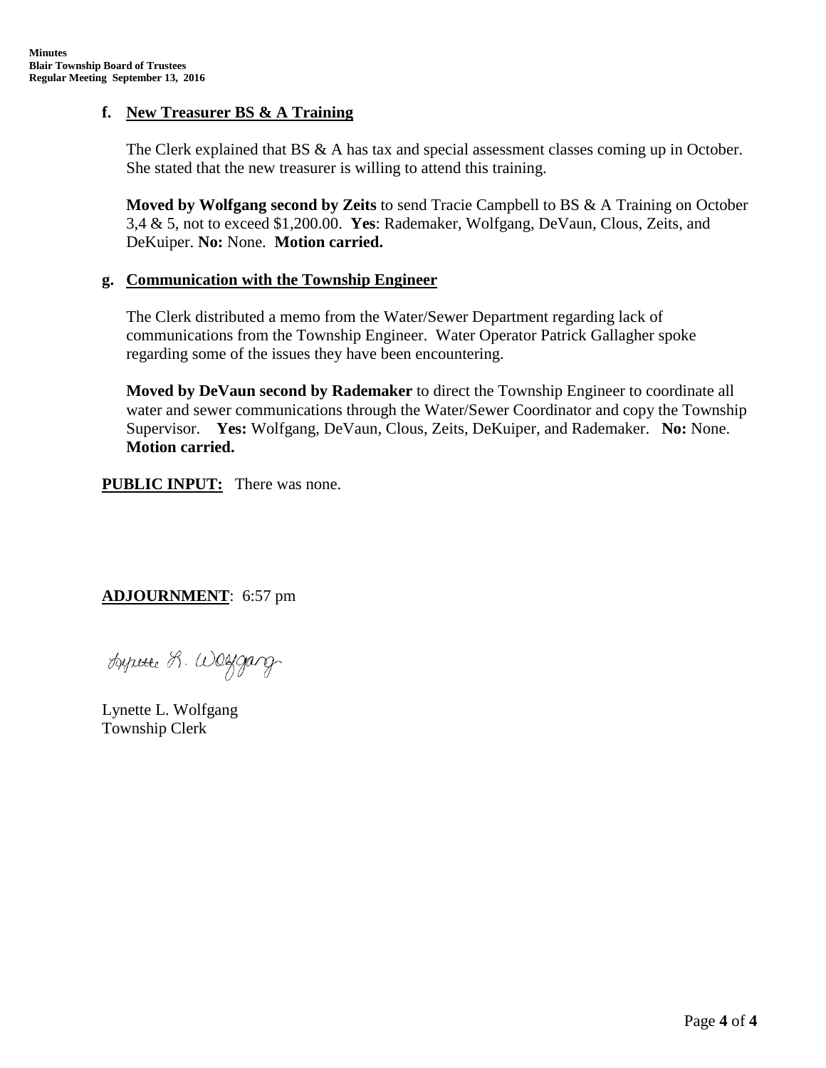**f. New Treasurer BS & A Training**

The Clerk explained that BS & A has tax and special assessment classes coming up in October. She stated that the new treasurer is willing to attend this training.

**Moved by Wolfgang second by Zeits** to send Tracie Campbell to BS & A Training on October 3,4 & 5, not to exceed $1,200.00. **Yes**: Rademaker, Wolfgang, DeVaun, Clous, Zeits, and DeKuiper. **No:** None. **Motion carried.**

**g. Communication with the Township Engineer**

The Clerk distributed a memo from the Water/Sewer Department regarding lack of communications from the Township Engineer. Water Operator Patrick Gallagher spoke regarding some of the issues they have been encountering.

**Moved by DeVaun second by Rademaker** to direct the Township Engineer to coordinate all water and sewer communications through the Water/Sewer Coordinator and copy the Township Supervisor. **Yes:** Wolfgang, DeVaun, Clous, Zeits, DeKuiper, and Rademaker. **No:** None. **Motion carried.**

**PUBLIC INPUT:** There was none.

**ADJOURNMENT**: 6:57 pm

Lynette L. Wolfgang

Lynette L. Wolfgang
Township Clerk